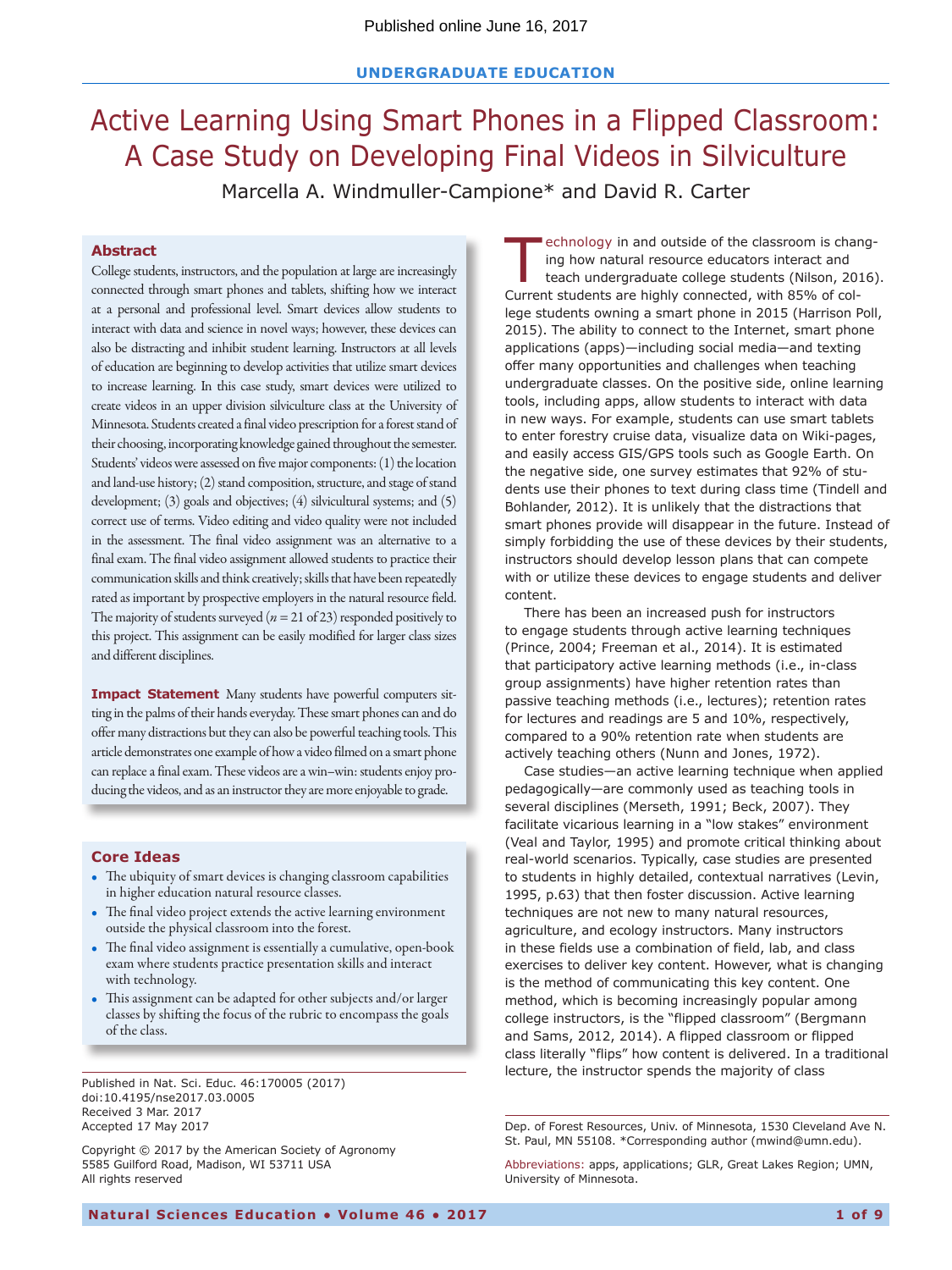Published online June 16, 2017

UNDERGRADUATE EDUCATION

# Active Learning Using Smart Phones in a Flipped Classroom: A Case Study on Developing Final Videos in Silviculture

Marcella A. Windmuller-Campione* and David R. Carter

## Abstract

College students, instructors, and the population at large are increasingly connected through smart phones and tablets, shifting how we interact at a personal and professional level. Smart devices allow students to interact with data and science in novel ways; however, these devices can also be distracting and inhibit student learning. Instructors at all levels of education are beginning to develop activities that utilize smart devices to increase learning. In this case study, smart devices were utilized to create videos in an upper division silviculture class at the University of Minnesota. Students created a final video prescription for a forest stand of their choosing, incorporating knowledge gained throughout the semester. Students' videos were assessed on five major components: (1) the location and land-use history; (2) stand composition, structure, and stage of stand development; (3) goals and objectives; (4) silvicultural systems; and (5) correct use of terms. Video editing and video quality were not included in the assessment. The final video assignment was an alternative to a final exam. The final video assignment allowed students to practice their communication skills and think creatively; skills that have been repeatedly rated as important by prospective employers in the natural resource field. The majority of students surveyed ($n = 21$ of 23) responded positively to this project. This assignment can be easily modified for larger class sizes and different disciplines.

**Impact Statement** Many students have powerful computers sitting in the palms of their hands everyday. These smart phones can and do offer many distractions but they can also be powerful teaching tools. This article demonstrates one example of how a video filmed on a smart phone can replace a final exam. These videos are a win–win: students enjoy producing the videos, and as an instructor they are more enjoyable to grade.

## Core Ideas

- The ubiquity of smart devices is changing classroom capabilities in higher education natural resource classes.
- The final video project extends the active learning environment outside the physical classroom into the forest.
- The final video assignment is essentially a cumulative, open-book exam where students practice presentation skills and interact with technology.
- This assignment can be adapted for other subjects and/or larger classes by shifting the focus of the rubric to encompass the goals of the class.

Published in Nat. Sci. Educ. 46:170005 (2017)
doi:10.4195/nse2017.03.0005
Received 3 Mar. 2017
Accepted 17 May 2017

Copyright © 2017 by the American Society of Agronomy
5585 Guilford Road, Madison, WI 53711 USA
All rights reserved

Technology in and outside of the classroom is changing how natural resource educators interact and teach undergraduate college students (Nilson, 2016). Current students are highly connected, with 85% of college students owning a smart phone in 2015 (Harrison Poll, 2015). The ability to connect to the Internet, smart phone applications (apps)—including social media—and texting offer many opportunities and challenges when teaching undergraduate classes. On the positive side, online learning tools, including apps, allow students to interact with data in new ways. For example, students can use smart tablets to enter forestry cruise data, visualize data on Wiki-pages, and easily access GIS/GPS tools such as Google Earth. On the negative side, one survey estimates that 92% of students use their phones to text during class time (Tindell and Bohlander, 2012). It is unlikely that the distractions that smart phones provide will disappear in the future. Instead of simply forbidding the use of these devices by their students, instructors should develop lesson plans that can compete with or utilize these devices to engage students and deliver content.

There has been an increased push for instructors to engage students through active learning techniques (Prince, 2004; Freeman et al., 2014). It is estimated that participatory active learning methods (i.e., in-class group assignments) have higher retention rates than passive teaching methods (i.e., lectures); retention rates for lectures and readings are 5 and 10%, respectively, compared to a 90% retention rate when students are actively teaching others (Nunn and Jones, 1972).

Case studies—an active learning technique when applied pedagogically—are commonly used as teaching tools in several disciplines (Merseth, 1991; Beck, 2007). They facilitate vicarious learning in a "low stakes" environment (Veal and Taylor, 1995) and promote critical thinking about real-world scenarios. Typically, case studies are presented to students in highly detailed, contextual narratives (Levin, 1995, p.63) that then foster discussion. Active learning techniques are not new to many natural resources, agriculture, and ecology instructors. Many instructors in these fields use a combination of field, lab, and class exercises to deliver key content. However, what is changing is the method of communicating this key content. One method, which is becoming increasingly popular among college instructors, is the "flipped classroom" (Bergmann and Sams, 2012, 2014). A flipped classroom or flipped class literally "flips" how content is delivered. In a traditional lecture, the instructor spends the majority of class

Dep. of Forest Resources, Univ. of Minnesota, 1530 Cleveland Ave N. St. Paul, MN 55108. *Corresponding author (mwind@umn.edu).

Abbreviations: apps, applications; GLR, Great Lakes Region; UMN, University of Minnesota.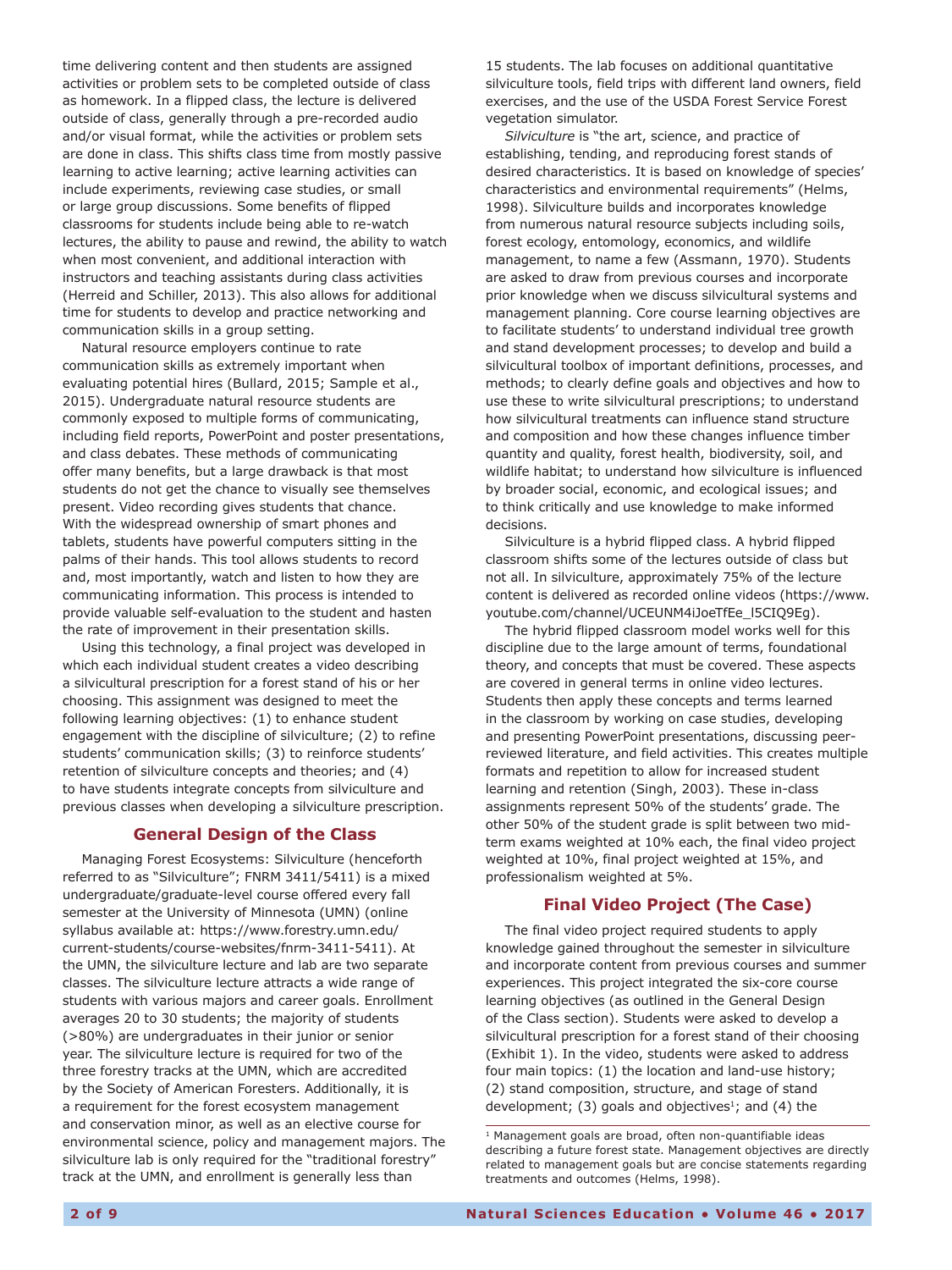time delivering content and then students are assigned activities or problem sets to be completed outside of class as homework. In a flipped class, the lecture is delivered outside of class, generally through a pre-recorded audio and/or visual format, while the activities or problem sets are done in class. This shifts class time from mostly passive learning to active learning; active learning activities can include experiments, reviewing case studies, or small or large group discussions. Some benefits of flipped classrooms for students include being able to re-watch lectures, the ability to pause and rewind, the ability to watch when most convenient, and additional interaction with instructors and teaching assistants during class activities (Herreid and Schiller, 2013). This also allows for additional time for students to develop and practice networking and communication skills in a group setting.

Natural resource employers continue to rate communication skills as extremely important when evaluating potential hires (Bullard, 2015; Sample et al., 2015). Undergraduate natural resource students are commonly exposed to multiple forms of communicating, including field reports, PowerPoint and poster presentations, and class debates. These methods of communicating offer many benefits, but a large drawback is that most students do not get the chance to visually see themselves present. Video recording gives students that chance. With the widespread ownership of smart phones and tablets, students have powerful computers sitting in the palms of their hands. This tool allows students to record and, most importantly, watch and listen to how they are communicating information. This process is intended to provide valuable self-evaluation to the student and hasten the rate of improvement in their presentation skills.

Using this technology, a final project was developed in which each individual student creates a video describing a silvicultural prescription for a forest stand of his or her choosing. This assignment was designed to meet the following learning objectives: (1) to enhance student engagement with the discipline of silviculture; (2) to refine students' communication skills; (3) to reinforce students' retention of silviculture concepts and theories; and (4) to have students integrate concepts from silviculture and previous classes when developing a silviculture prescription.

## General Design of the Class

Managing Forest Ecosystems: Silviculture (henceforth referred to as "Silviculture"; FNRM 3411/5411) is a mixed undergraduate/graduate-level course offered every fall semester at the University of Minnesota (UMN) (online syllabus available at: https://www.forestry.umn.edu/current-students/course-websites/fnrm-3411-5411). At the UMN, the silviculture lecture and lab are two separate classes. The silviculture lecture attracts a wide range of students with various majors and career goals. Enrollment averages 20 to 30 students; the majority of students (>80%) are undergraduates in their junior or senior year. The silviculture lecture is required for two of the three forestry tracks at the UMN, which are accredited by the Society of American Foresters. Additionally, it is a requirement for the forest ecosystem management and conservation minor, as well as an elective course for environmental science, policy and management majors. The silviculture lab is only required for the "traditional forestry" track at the UMN, and enrollment is generally less than 15 students. The lab focuses on additional quantitative silviculture tools, field trips with different land owners, field exercises, and the use of the USDA Forest Service Forest vegetation simulator.

*Silviculture* is "the art, science, and practice of establishing, tending, and reproducing forest stands of desired characteristics. It is based on knowledge of species' characteristics and environmental requirements" (Helms, 1998). Silviculture builds and incorporates knowledge from numerous natural resource subjects including soils, forest ecology, entomology, economics, and wildlife management, to name a few (Assmann, 1970). Students are asked to draw from previous courses and incorporate prior knowledge when we discuss silvicultural systems and management planning. Core course learning objectives are to facilitate students' to understand individual tree growth and stand development processes; to develop and build a silvicultural toolbox of important definitions, processes, and methods; to clearly define goals and objectives and how to use these to write silvicultural prescriptions; to understand how silvicultural treatments can influence stand structure and composition and how these changes influence timber quantity and quality, forest health, biodiversity, soil, and wildlife habitat; to understand how silviculture is influenced by broader social, economic, and ecological issues; and to think critically and use knowledge to make informed decisions.

Silviculture is a hybrid flipped class. A hybrid flipped classroom shifts some of the lectures outside of class but not all. In silviculture, approximately 75% of the lecture content is delivered as recorded online videos (https://www.youtube.com/channel/UCEUNM4iJoeTfEe_l5CIQ9Eg).

The hybrid flipped classroom model works well for this discipline due to the large amount of terms, foundational theory, and concepts that must be covered. These aspects are covered in general terms in online video lectures. Students then apply these concepts and terms learned in the classroom by working on case studies, developing and presenting PowerPoint presentations, discussing peer-reviewed literature, and field activities. This creates multiple formats and repetition to allow for increased student learning and retention (Singh, 2003). These in-class assignments represent 50% of the students' grade. The other 50% of the student grade is split between two mid-term exams weighted at 10% each, the final video project weighted at 10%, final project weighted at 15%, and professionalism weighted at 5%.

## Final Video Project (The Case)

The final video project required students to apply knowledge gained throughout the semester in silviculture and incorporate content from previous courses and summer experiences. This project integrated the six-core course learning objectives (as outlined in the General Design of the Class section). Students were asked to develop a silvicultural prescription for a forest stand of their choosing (Exhibit 1). In the video, students were asked to address four main topics: (1) the location and land-use history; (2) stand composition, structure, and stage of stand development; (3) goals and objectives[1]; and (4) the

[1] Management goals are broad, often non-quantifiable ideas describing a future forest state. Management objectives are directly related to management goals but are concise statements regarding treatments and outcomes (Helms, 1998).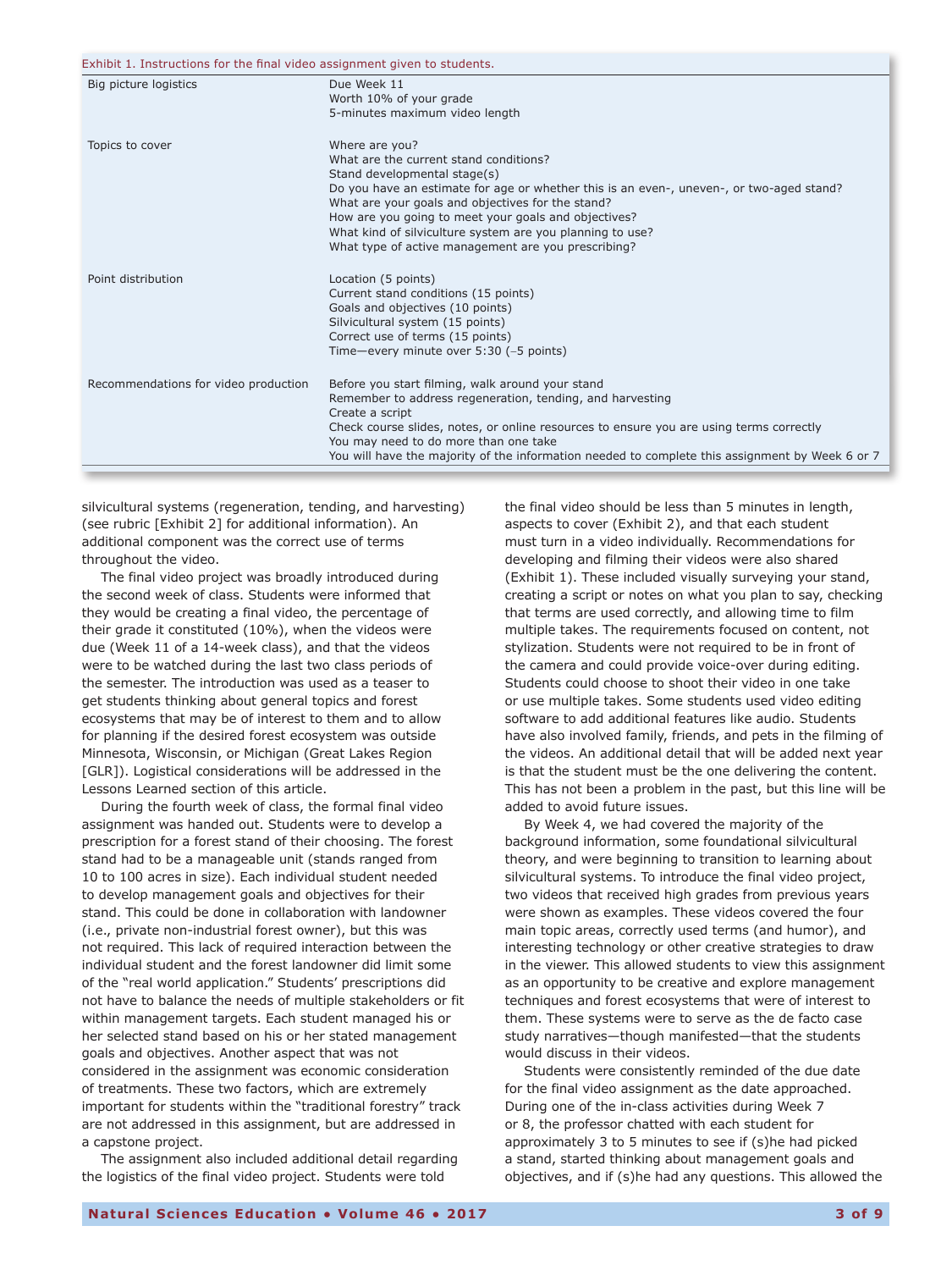Exhibit 1. Instructions for the final video assignment given to students.

| | |
|---|---|
| Big picture logistics | Due Week 11<br>Worth 10% of your grade<br>5-minutes maximum video length |
| Topics to cover | Where are you?<br>What are the current stand conditions?<br>Stand developmental stage(s)<br>Do you have an estimate for age or whether this is an even-, uneven-, or two-aged stand?<br>What are your goals and objectives for the stand?<br>How are you going to meet your goals and objectives?<br>What kind of silviculture system are you planning to use?<br>What type of active management are you prescribing? |
| Point distribution | Location (5 points)<br>Current stand conditions (15 points)<br>Goals and objectives (10 points)<br>Silvicultural system (15 points)<br>Correct use of terms (15 points)<br>Time—every minute over 5:30 (–5 points) |
| Recommendations for video production | Before you start filming, walk around your stand<br>Remember to address regeneration, tending, and harvesting<br>Create a script<br>Check course slides, notes, or online resources to ensure you are using terms correctly<br>You may need to do more than one take<br>You will have the majority of the information needed to complete this assignment by Week 6 or 7 |

silvicultural systems (regeneration, tending, and harvesting) (see rubric [Exhibit 2] for additional information). An additional component was the correct use of terms throughout the video.

The final video project was broadly introduced during the second week of class. Students were informed that they would be creating a final video, the percentage of their grade it constituted (10%), when the videos were due (Week 11 of a 14-week class), and that the videos were to be watched during the last two class periods of the semester. The introduction was used as a teaser to get students thinking about general topics and forest ecosystems that may be of interest to them and to allow for planning if the desired forest ecosystem was outside Minnesota, Wisconsin, or Michigan (Great Lakes Region [GLR]). Logistical considerations will be addressed in the Lessons Learned section of this article.

During the fourth week of class, the formal final video assignment was handed out. Students were to develop a prescription for a forest stand of their choosing. The forest stand had to be a manageable unit (stands ranged from 10 to 100 acres in size). Each individual student needed to develop management goals and objectives for their stand. This could be done in collaboration with landowner (i.e., private non-industrial forest owner), but this was not required. This lack of required interaction between the individual student and the forest landowner did limit some of the "real world application." Students' prescriptions did not have to balance the needs of multiple stakeholders or fit within management targets. Each student managed his or her selected stand based on his or her stated management goals and objectives. Another aspect that was not considered in the assignment was economic consideration of treatments. These two factors, which are extremely important for students within the "traditional forestry" track are not addressed in this assignment, but are addressed in a capstone project.

The assignment also included additional detail regarding the logistics of the final video project. Students were told the final video should be less than 5 minutes in length, aspects to cover (Exhibit 2), and that each student must turn in a video individually. Recommendations for developing and filming their videos were also shared (Exhibit 1). These included visually surveying your stand, creating a script or notes on what you plan to say, checking that terms are used correctly, and allowing time to film multiple takes. The requirements focused on content, not stylization. Students were not required to be in front of the camera and could provide voice-over during editing. Students could choose to shoot their video in one take or use multiple takes. Some students used video editing software to add additional features like audio. Students have also involved family, friends, and pets in the filming of the videos. An additional detail that will be added next year is that the student must be the one delivering the content. This has not been a problem in the past, but this line will be added to avoid future issues.

By Week 4, we had covered the majority of the background information, some foundational silvicultural theory, and were beginning to transition to learning about silvicultural systems. To introduce the final video project, two videos that received high grades from previous years were shown as examples. These videos covered the four main topic areas, correctly used terms (and humor), and interesting technology or other creative strategies to draw in the viewer. This allowed students to view this assignment as an opportunity to be creative and explore management techniques and forest ecosystems that were of interest to them. These systems were to serve as the de facto case study narratives—though manifested—that the students would discuss in their videos.

Students were consistently reminded of the due date for the final video assignment as the date approached. During one of the in-class activities during Week 7 or 8, the professor chatted with each student for approximately 3 to 5 minutes to see if (s)he had picked a stand, started thinking about management goals and objectives, and if (s)he had any questions. This allowed the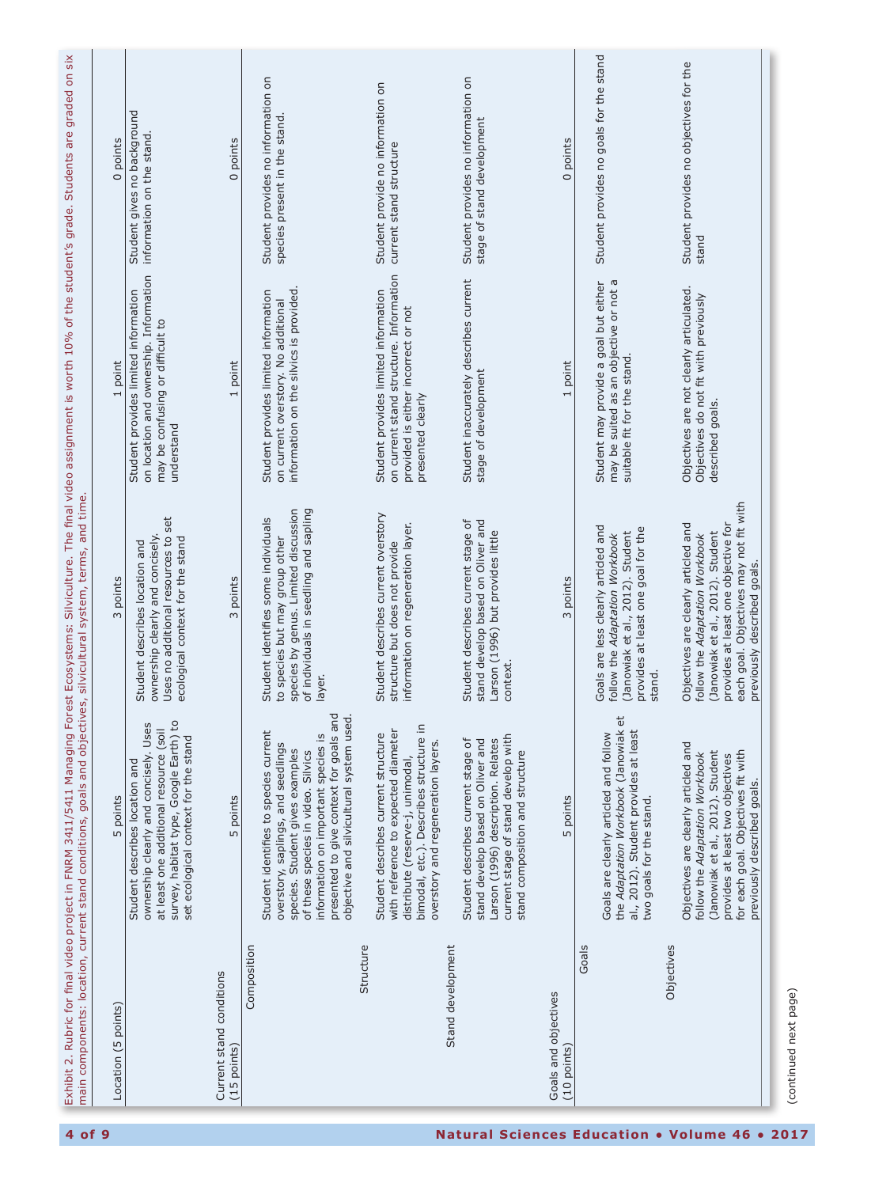Exhibit 2. Rubric for final video project in FNRM 3411/5411 Managing Forest Ecosystems: Silviculture. The final video assignment is worth 10% of the student's grade. Students are graded on six main components: location, current stand conditions, goals and objectives, silvicultural system, terms, and time.

| Location (5 points) | 5 points | 3 points | 1 point | 0 points |
|---|---|---|---|---|
| | Student describes location and ownership clearly and concisely. Uses at least one additional resource (soil survey, habitat type, Google Earth) to set ecological context for the stand | Student describes location and ownership clearly and concisely. Uses no additional resources to set ecological context for the stand | Student provides limited information on location and ownership. Information may be confusing or difficult to understand | Student gives no background information on the stand. |
| **Current stand conditions (15 points)** | 5 points | 3 points | 1 point | 0 points |
| Composition | Student identifies to species current overstory, saplings, and seedlings species. Student gives examples of these species in video. Silvics information on important species is presented to give context for goals and objective and silvicultural system used. | Student identifies some individuals to species but may group other species by genus. Limited discussion of individuals in seedling and sapling layer. | Student provides limited information on current overstory. No additional information on the silvics is provided. | Student provides no information on species present in the stand. |
| Structure | Student describes current structure with reference to expected diameter distribute (reserve-j, unimodal, bimodal, etc.). Describes structure in overstory and regeneration layers. | Student describes current overstory structure but does not provide information on regeneration layer. | Student provides limited information on current stand structure. Information provided is either incorrect or not presented clearly | Student provide no information on current stand structure |
| Stand development | Student describes current stage of stand develop based on Oliver and Larson (1996) description. Relates current stage of stand develop with stand composition and structure | Student describes current stage of stand develop based on Oliver and Larson (1996) but provides little context. | Student inaccurately describes current stage of development | Student provides no information on stage of stand development |
| **Goals and objectives (10 points)** | 5 points | 3 points | 1 point | 0 points |
| Goals | Goals are clearly articled and follow the *Adaptation Workbook* (Janowiak et al., 2012). Student provides at least two goals for the stand. | Goals are less clearly articled and follow the *Adaptation Workbook* (Janowiak et al., 2012). Student provides at least one goal for the stand. | Student may provide a goal but either may be suited as an objective or not a suitable fit for the stand. | Student provides no goals for the stand |
| Objectives | Objectives are clearly articled and follow the *Adaptation Workbook* (Janowiak et al., 2012). Student provides at least two objectives for each goal. Objectives fit with previously described goals. | Objectives are clearly articled and follow the *Adaptation Workbook* (Janowiak et al., 2012). Student provides at least one objective for each goal. Objectives may not fit with previously described goals. | Objectives are not clearly articulated. Objectives do not fit with previously described goals. | Student provides no objectives for the stand |

(continued next page)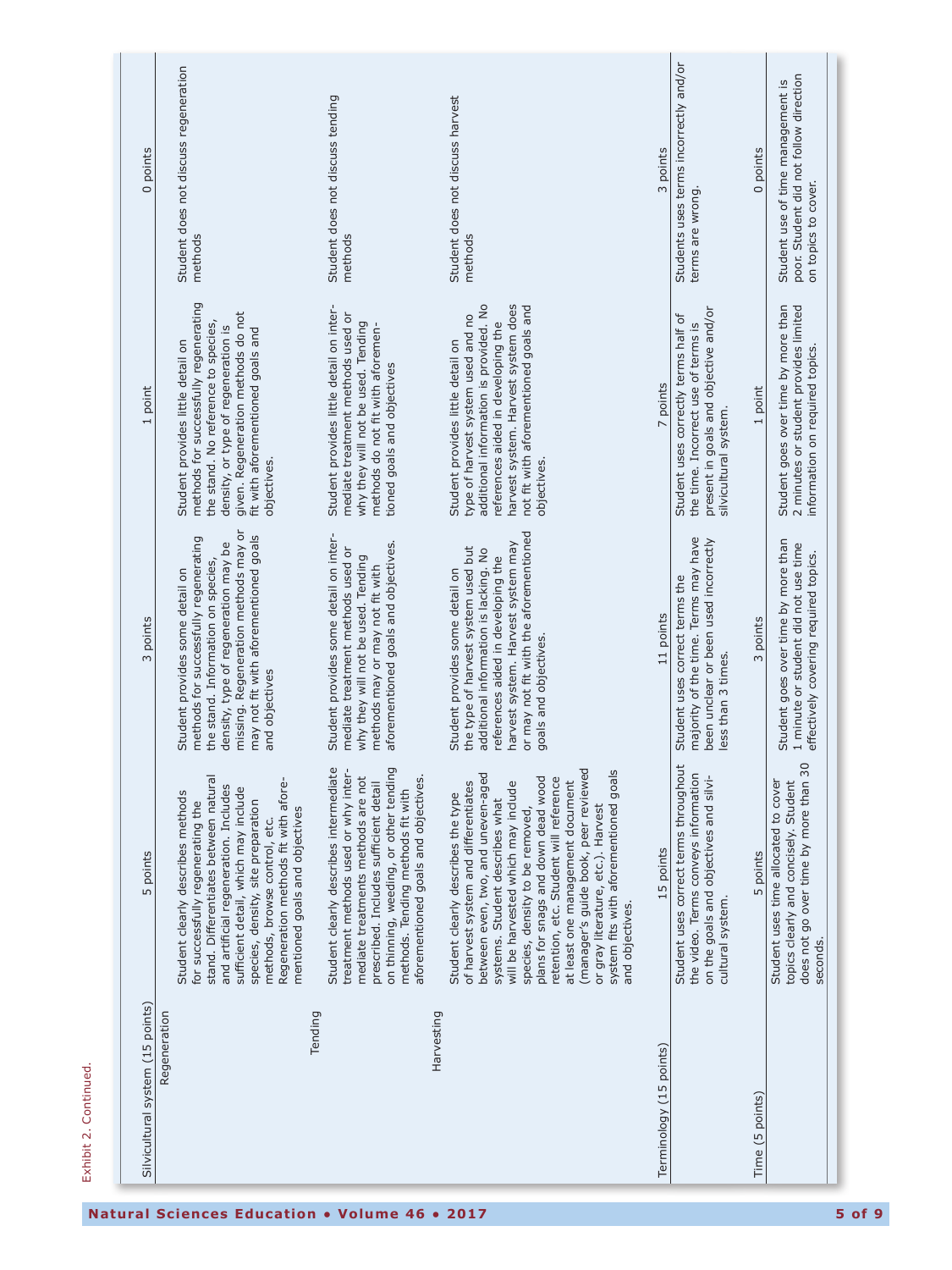Exhibit 2. Continued.

| | | | | |
|---|---|---|---|---|
| Silvicultural system (15 points) | 5 points | 3 points | 1 point | 0 points |
| Regeneration | Student clearly describes methods for successfully regenerating the stand. Differentiates between natural and artificial regeneration. Includes sufficient detail, which may include species, density, site preparation methods, browse control, etc. Regeneration methods fit with aforementioned goals and objectives | Student provides some detail on methods for successfully regenerating the stand. Information on species, density, type of regeneration may be missing. Regeneration methods may or may not fit with aforementioned goals and objectives | Student provides little detail on methods for successfully regenerating the stand. No reference to species, density, or type of regeneration is given. Regeneration methods do not fit with aforementioned goals and objectives. | Student does not discuss regeneration methods |
| Tending | Student clearly describes intermediate treatment methods used or why intermediate treatments methods are not prescribed. Includes sufficient detail on thinning, weeding, or other tending methods. Tending methods fit with aforementioned goals and objectives. | Student provides some detail on intermediate treatment methods used or why they will not be used. Tending methods may or may not fit with aforementioned goals and objectives. | Student provides little detail on intermediate treatment methods used or why they will not be used. Tending methods do not fit with aforementioned goals and objectives | Student does not discuss tending methods |
| Harvesting | Student clearly describes the type of harvest system and differentiates between even, two, and uneven-aged systems. Student describes what will be harvested which may include species, density to be removed, plans for snags and down dead wood retention, etc. Student will reference at least one management document (manager's guide book, peer reviewed or gray literature, etc.). Harvest system fits with aforementioned goals and objectives. | Student provides some detail on the type of harvest system used but additional information is lacking. No references aided in developing the harvest system. Harvest system may or may not fit with the aforementioned goals and objectives. | Student provides little detail on type of harvest system used and no additional information is provided. No references aided in developing the harvest system. Harvest system does not fit with aforementioned goals and objectives. | Student does not discuss harvest methods |
| Terminology (15 points) | 15 points | 11 points | 7 points | 3 points |
| | Student uses correct terms throughout the video. Terms conveys information on the goals and objectives and silvicultural system. | Student uses correct terms the majority of the time. Terms may have been unclear or been used incorrectly less than 3 times. | Student uses correctly terms half of the time. Incorrect use of terms is present in goals and objective and/or silvicultural system. | Students uses terms incorrectly and/or terms are wrong. |
| Time (5 points) | 5 points | 3 points | 1 point | 0 points |
| | Student uses time allocated to cover topics clearly and concisely. Student does not go over time by more than 30 seconds. | Student goes over time by more than 1 minute or student did not use time effectively covering required topics. | Student goes over time by more than 2 minutes or student provides limited information on required topics. | Student use of time management is poor. Student did not follow direction on topics to cover. |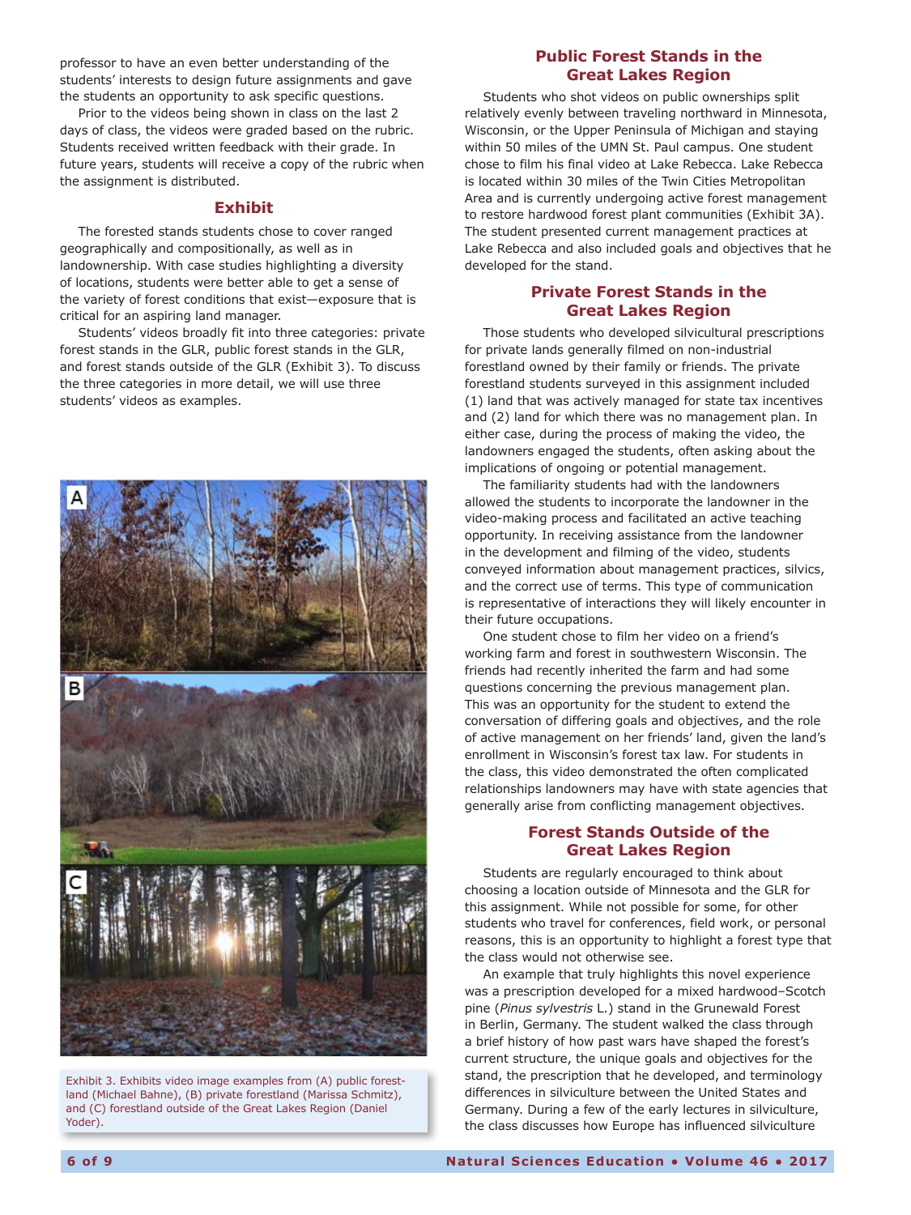professor to have an even better understanding of the students' interests to design future assignments and gave the students an opportunity to ask specific questions.

Prior to the videos being shown in class on the last 2 days of class, the videos were graded based on the rubric. Students received written feedback with their grade. In future years, students will receive a copy of the rubric when the assignment is distributed.

## Exhibit

The forested stands students chose to cover ranged geographically and compositionally, as well as in landownership. With case studies highlighting a diversity of locations, students were better able to get a sense of the variety of forest conditions that exist—exposure that is critical for an aspiring land manager.

Students' videos broadly fit into three categories: private forest stands in the GLR, public forest stands in the GLR, and forest stands outside of the GLR (Exhibit 3). To discuss the three categories in more detail, we will use three students' videos as examples.

Exhibit 3. Exhibits video image examples from (A) public forestland (Michael Bahne), (B) private forestland (Marissa Schmitz), and (C) forestland outside of the Great Lakes Region (Daniel Yoder).

## Public Forest Stands in the Great Lakes Region

Students who shot videos on public ownerships split relatively evenly between traveling northward in Minnesota, Wisconsin, or the Upper Peninsula of Michigan and staying within 50 miles of the UMN St. Paul campus. One student chose to film his final video at Lake Rebecca. Lake Rebecca is located within 30 miles of the Twin Cities Metropolitan Area and is currently undergoing active forest management to restore hardwood forest plant communities (Exhibit 3A). The student presented current management practices at Lake Rebecca and also included goals and objectives that he developed for the stand.

## Private Forest Stands in the Great Lakes Region

Those students who developed silvicultural prescriptions for private lands generally filmed on non-industrial forestland owned by their family or friends. The private forestland students surveyed in this assignment included (1) land that was actively managed for state tax incentives and (2) land for which there was no management plan. In either case, during the process of making the video, the landowners engaged the students, often asking about the implications of ongoing or potential management.

The familiarity students had with the landowners allowed the students to incorporate the landowner in the video-making process and facilitated an active teaching opportunity. In receiving assistance from the landowner in the development and filming of the video, students conveyed information about management practices, silvics, and the correct use of terms. This type of communication is representative of interactions they will likely encounter in their future occupations.

One student chose to film her video on a friend's working farm and forest in southwestern Wisconsin. The friends had recently inherited the farm and had some questions concerning the previous management plan. This was an opportunity for the student to extend the conversation of differing goals and objectives, and the role of active management on her friends' land, given the land's enrollment in Wisconsin's forest tax law. For students in the class, this video demonstrated the often complicated relationships landowners may have with state agencies that generally arise from conflicting management objectives.

## Forest Stands Outside of the Great Lakes Region

Students are regularly encouraged to think about choosing a location outside of Minnesota and the GLR for this assignment. While not possible for some, for other students who travel for conferences, field work, or personal reasons, this is an opportunity to highlight a forest type that the class would not otherwise see.

An example that truly highlights this novel experience was a prescription developed for a mixed hardwood–Scotch pine (*Pinus sylvestris* L.) stand in the Grunewald Forest in Berlin, Germany. The student walked the class through a brief history of how past wars have shaped the forest's current structure, the unique goals and objectives for the stand, the prescription that he developed, and terminology differences in silviculture between the United States and Germany. During a few of the early lectures in silviculture, the class discusses how Europe has influenced silviculture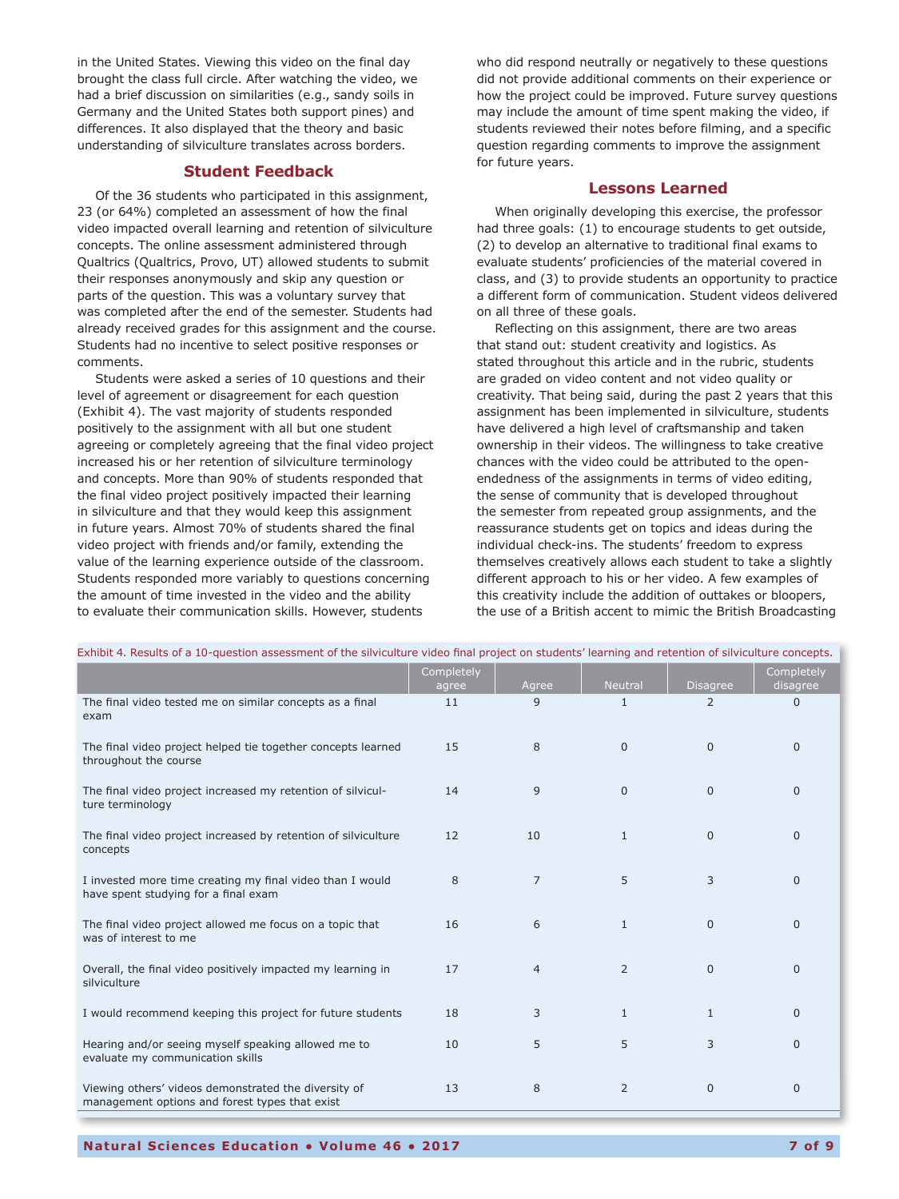in the United States. Viewing this video on the final day brought the class full circle. After watching the video, we had a brief discussion on similarities (e.g., sandy soils in Germany and the United States both support pines) and differences. It also displayed that the theory and basic understanding of silviculture translates across borders.

## Student Feedback

Of the 36 students who participated in this assignment, 23 (or 64%) completed an assessment of how the final video impacted overall learning and retention of silviculture concepts. The online assessment administered through Qualtrics (Qualtrics, Provo, UT) allowed students to submit their responses anonymously and skip any question or parts of the question. This was a voluntary survey that was completed after the end of the semester. Students had already received grades for this assignment and the course. Students had no incentive to select positive responses or comments.

Students were asked a series of 10 questions and their level of agreement or disagreement for each question (Exhibit 4). The vast majority of students responded positively to the assignment with all but one student agreeing or completely agreeing that the final video project increased his or her retention of silviculture terminology and concepts. More than 90% of students responded that the final video project positively impacted their learning in silviculture and that they would keep this assignment in future years. Almost 70% of students shared the final video project with friends and/or family, extending the value of the learning experience outside of the classroom. Students responded more variably to questions concerning the amount of time invested in the video and the ability to evaluate their communication skills. However, students who did respond neutrally or negatively to these questions did not provide additional comments on their experience or how the project could be improved. Future survey questions may include the amount of time spent making the video, if students reviewed their notes before filming, and a specific question regarding comments to improve the assignment for future years.

## Lessons Learned

When originally developing this exercise, the professor had three goals: (1) to encourage students to get outside, (2) to develop an alternative to traditional final exams to evaluate students' proficiencies of the material covered in class, and (3) to provide students an opportunity to practice a different form of communication. Student videos delivered on all three of these goals.

Reflecting on this assignment, there are two areas that stand out: student creativity and logistics. As stated throughout this article and in the rubric, students are graded on video content and not video quality or creativity. That being said, during the past 2 years that this assignment has been implemented in silviculture, students have delivered a high level of craftsmanship and taken ownership in their videos. The willingness to take creative chances with the video could be attributed to the open-endedness of the assignments in terms of video editing, the sense of community that is developed throughout the semester from repeated group assignments, and the reassurance students get on topics and ideas during the individual check-ins. The students' freedom to express themselves creatively allows each student to take a slightly different approach to his or her video. A few examples of this creativity include the addition of outtakes or bloopers, the use of a British accent to mimic the British Broadcasting

Exhibit 4. Results of a 10-question assessment of the silviculture video final project on students' learning and retention of silviculture concepts.

| | Completely agree | Agree | Neutral | Disagree | Completely disagree |
|---|---|---|---|---|---|
| The final video tested me on similar concepts as a final exam | 11 | 9 | 1 | 2 | 0 |
| The final video project helped tie together concepts learned throughout the course | 15 | 8 | 0 | 0 | 0 |
| The final video project increased my retention of silviculture terminology | 14 | 9 | 0 | 0 | 0 |
| The final video project increased by retention of silviculture concepts | 12 | 10 | 1 | 0 | 0 |
| I invested more time creating my final video than I would have spent studying for a final exam | 8 | 7 | 5 | 3 | 0 |
| The final video project allowed me focus on a topic that was of interest to me | 16 | 6 | 1 | 0 | 0 |
| Overall, the final video positively impacted my learning in silviculture | 17 | 4 | 2 | 0 | 0 |
| I would recommend keeping this project for future students | 18 | 3 | 1 | 1 | 0 |
| Hearing and/or seeing myself speaking allowed me to evaluate my communication skills | 10 | 5 | 5 | 3 | 0 |
| Viewing others' videos demonstrated the diversity of management options and forest types that exist | 13 | 8 | 2 | 0 | 0 |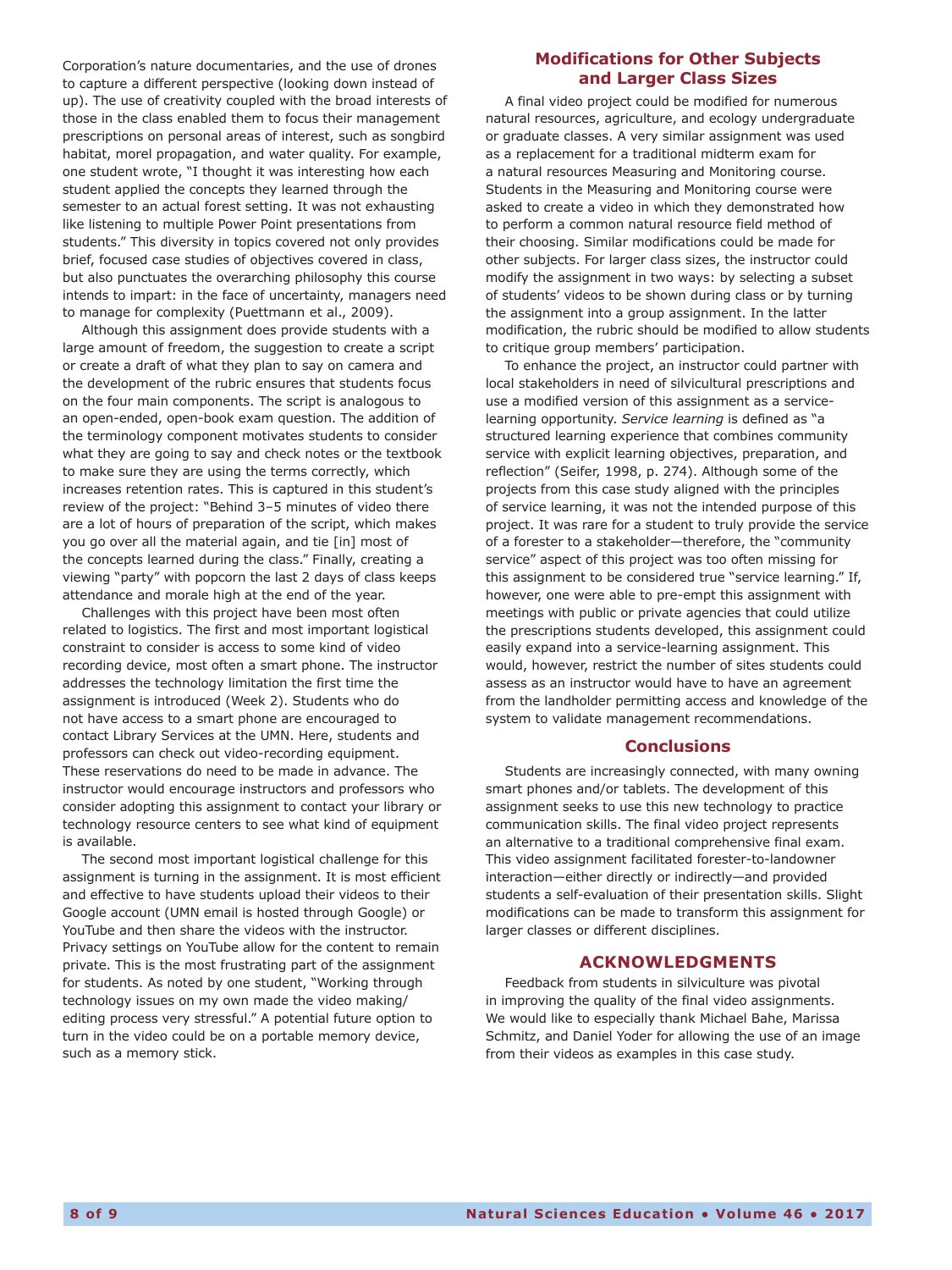Corporation's nature documentaries, and the use of drones to capture a different perspective (looking down instead of up). The use of creativity coupled with the broad interests of those in the class enabled them to focus their management prescriptions on personal areas of interest, such as songbird habitat, morel propagation, and water quality. For example, one student wrote, "I thought it was interesting how each student applied the concepts they learned through the semester to an actual forest setting. It was not exhausting like listening to multiple Power Point presentations from students." This diversity in topics covered not only provides brief, focused case studies of objectives covered in class, but also punctuates the overarching philosophy this course intends to impart: in the face of uncertainty, managers need to manage for complexity (Puettmann et al., 2009).

Although this assignment does provide students with a large amount of freedom, the suggestion to create a script or create a draft of what they plan to say on camera and the development of the rubric ensures that students focus on the four main components. The script is analogous to an open-ended, open-book exam question. The addition of the terminology component motivates students to consider what they are going to say and check notes or the textbook to make sure they are using the terms correctly, which increases retention rates. This is captured in this student's review of the project: "Behind 3–5 minutes of video there are a lot of hours of preparation of the script, which makes you go over all the material again, and tie [in] most of the concepts learned during the class." Finally, creating a viewing "party" with popcorn the last 2 days of class keeps attendance and morale high at the end of the year.

Challenges with this project have been most often related to logistics. The first and most important logistical constraint to consider is access to some kind of video recording device, most often a smart phone. The instructor addresses the technology limitation the first time the assignment is introduced (Week 2). Students who do not have access to a smart phone are encouraged to contact Library Services at the UMN. Here, students and professors can check out video-recording equipment. These reservations do need to be made in advance. The instructor would encourage instructors and professors who consider adopting this assignment to contact your library or technology resource centers to see what kind of equipment is available.

The second most important logistical challenge for this assignment is turning in the assignment. It is most efficient and effective to have students upload their videos to their Google account (UMN email is hosted through Google) or YouTube and then share the videos with the instructor. Privacy settings on YouTube allow for the content to remain private. This is the most frustrating part of the assignment for students. As noted by one student, "Working through technology issues on my own made the video making/editing process very stressful." A potential future option to turn in the video could be on a portable memory device, such as a memory stick.

## Modifications for Other Subjects and Larger Class Sizes

A final video project could be modified for numerous natural resources, agriculture, and ecology undergraduate or graduate classes. A very similar assignment was used as a replacement for a traditional midterm exam for a natural resources Measuring and Monitoring course. Students in the Measuring and Monitoring course were asked to create a video in which they demonstrated how to perform a common natural resource field method of their choosing. Similar modifications could be made for other subjects. For larger class sizes, the instructor could modify the assignment in two ways: by selecting a subset of students' videos to be shown during class or by turning the assignment into a group assignment. In the latter modification, the rubric should be modified to allow students to critique group members' participation.

To enhance the project, an instructor could partner with local stakeholders in need of silvicultural prescriptions and use a modified version of this assignment as a service-learning opportunity. *Service learning* is defined as "a structured learning experience that combines community service with explicit learning objectives, preparation, and reflection" (Seifer, 1998, p. 274). Although some of the projects from this case study aligned with the principles of service learning, it was not the intended purpose of this project. It was rare for a student to truly provide the service of a forester to a stakeholder—therefore, the "community service" aspect of this project was too often missing for this assignment to be considered true "service learning." If, however, one were able to pre-empt this assignment with meetings with public or private agencies that could utilize the prescriptions students developed, this assignment could easily expand into a service-learning assignment. This would, however, restrict the number of sites students could assess as an instructor would have to have an agreement from the landholder permitting access and knowledge of the system to validate management recommendations.

## Conclusions

Students are increasingly connected, with many owning smart phones and/or tablets. The development of this assignment seeks to use this new technology to practice communication skills. The final video project represents an alternative to a traditional comprehensive final exam. This video assignment facilitated forester-to-landowner interaction—either directly or indirectly—and provided students a self-evaluation of their presentation skills. Slight modifications can be made to transform this assignment for larger classes or different disciplines.

## ACKNOWLEDGMENTS

Feedback from students in silviculture was pivotal in improving the quality of the final video assignments. We would like to especially thank Michael Bahe, Marissa Schmitz, and Daniel Yoder for allowing the use of an image from their videos as examples in this case study.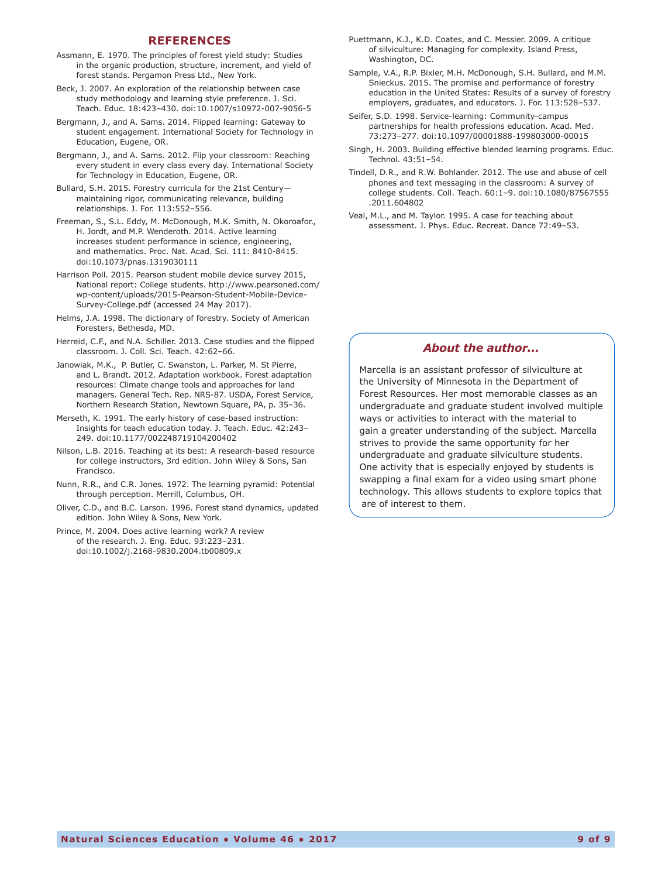## REFERENCES

Assmann, E. 1970. The principles of forest yield study: Studies in the organic production, structure, increment, and yield of forest stands. Pergamon Press Ltd., New York.

Beck, J. 2007. An exploration of the relationship between case study methodology and learning style preference. J. Sci. Teach. Educ. 18:423–430. doi:10.1007/s10972-007-9056-5

Bergmann, J., and A. Sams. 2014. Flipped learning: Gateway to student engagement. International Society for Technology in Education, Eugene, OR.

Bergmann, J., and A. Sams. 2012. Flip your classroom: Reaching every student in every class every day. International Society for Technology in Education, Eugene, OR.

Bullard, S.H. 2015. Forestry curricula for the 21st Century—maintaining rigor, communicating relevance, building relationships. J. For. 113:552–556.

Freeman, S., S.L. Eddy, M. McDonough, M.K. Smith, N. Okoroafor., H. Jordt, and M.P. Wenderoth. 2014. Active learning increases student performance in science, engineering, and mathematics. Proc. Nat. Acad. Sci. 111: 8410-8415. doi:10.1073/pnas.1319030111

Harrison Poll. 2015. Pearson student mobile device survey 2015, National report: College students. http://www.pearsoned.com/wp-content/uploads/2015-Pearson-Student-Mobile-Device-Survey-College.pdf (accessed 24 May 2017).

Helms, J.A. 1998. The dictionary of forestry. Society of American Foresters, Bethesda, MD.

Herreid, C.F., and N.A. Schiller. 2013. Case studies and the flipped classroom. J. Coll. Sci. Teach. 42:62–66.

Janowiak, M.K., P. Butler, C. Swanston, L. Parker, M. St Pierre, and L. Brandt. 2012. Adaptation workbook. Forest adaptation resources: Climate change tools and approaches for land managers. General Tech. Rep. NRS-87. USDA, Forest Service, Northern Research Station, Newtown Square, PA, p. 35–36.

Merseth, K. 1991. The early history of case-based instruction: Insights for teach education today. J. Teach. Educ. 42:243–249. doi:10.1177/002248719104200402

Nilson, L.B. 2016. Teaching at its best: A research-based resource for college instructors, 3rd edition. John Wiley & Sons, San Francisco.

Nunn, R.R., and C.R. Jones. 1972. The learning pyramid: Potential through perception. Merrill, Columbus, OH.

Oliver, C.D., and B.C. Larson. 1996. Forest stand dynamics, updated edition. John Wiley & Sons, New York.

Prince, M. 2004. Does active learning work? A review of the research. J. Eng. Educ. 93:223–231. doi:10.1002/j.2168-9830.2004.tb00809.x

Puettmann, K.J., K.D. Coates, and C. Messier. 2009. A critique of silviculture: Managing for complexity. Island Press, Washington, DC.

Sample, V.A., R.P. Bixler, M.H. McDonough, S.H. Bullard, and M.M. Snieckus. 2015. The promise and performance of forestry education in the United States: Results of a survey of forestry employers, graduates, and educators. J. For. 113:528–537.

Seifer, S.D. 1998. Service-learning: Community-campus partnerships for health professions education. Acad. Med. 73:273–277. doi:10.1097/00001888-199803000-00015

Singh, H. 2003. Building effective blended learning programs. Educ. Technol. 43:51–54.

Tindell, D.R., and R.W. Bohlander. 2012. The use and abuse of cell phones and text messaging in the classroom: A survey of college students. Coll. Teach. 60:1–9. doi:10.1080/87567555.2011.604802

Veal, M.L., and M. Taylor. 1995. A case for teaching about assessment. J. Phys. Educ. Recreat. Dance 72:49–53.

### *About the author...*

Marcella is an assistant professor of silviculture at the University of Minnesota in the Department of Forest Resources. Her most memorable classes as an undergraduate and graduate student involved multiple ways or activities to interact with the material to gain a greater understanding of the subject. Marcella strives to provide the same opportunity for her undergraduate and graduate silviculture students. One activity that is especially enjoyed by students is swapping a final exam for a video using smart phone technology. This allows students to explore topics that are of interest to them.